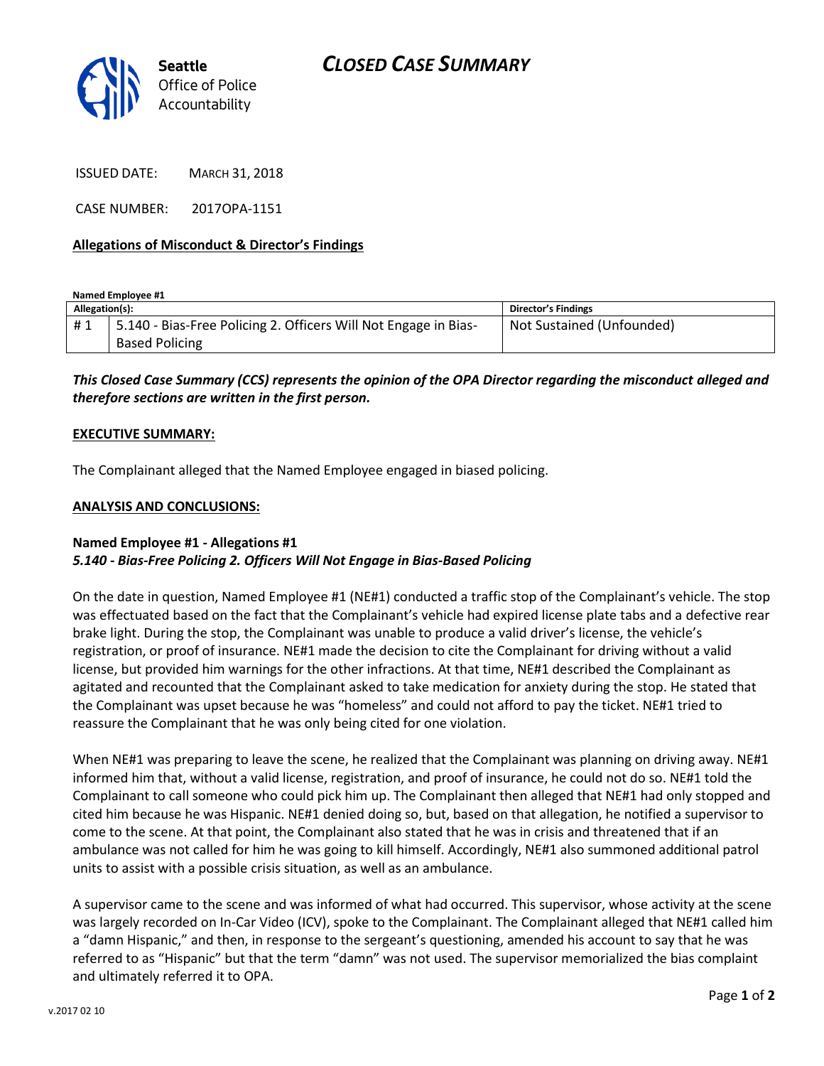Seattle Office of Police Accountability

# CLOSED CASE SUMMARY

ISSUED DATE: MARCH 31, 2018

CASE NUMBER: 2017OPA-1151

**Allegations of Misconduct & Director's Findings**

**Named Employee #1**

| Allegation(s): | | Director's Findings |
|---|---|---|
| # 1 | 5.140 - Bias-Free Policing 2. Officers Will Not Engage in Bias-Based Policing | Not Sustained (Unfounded) |

***This Closed Case Summary (CCS) represents the opinion of the OPA Director regarding the misconduct alleged and therefore sections are written in the first person.***

**EXECUTIVE SUMMARY:**

The Complainant alleged that the Named Employee engaged in biased policing.

**ANALYSIS AND CONCLUSIONS:**

**Named Employee #1 - Allegations #1**
***5.140 - Bias-Free Policing 2. Officers Will Not Engage in Bias-Based Policing***

On the date in question, Named Employee #1 (NE#1) conducted a traffic stop of the Complainant's vehicle. The stop was effectuated based on the fact that the Complainant's vehicle had expired license plate tabs and a defective rear brake light. During the stop, the Complainant was unable to produce a valid driver's license, the vehicle's registration, or proof of insurance. NE#1 made the decision to cite the Complainant for driving without a valid license, but provided him warnings for the other infractions. At that time, NE#1 described the Complainant as agitated and recounted that the Complainant asked to take medication for anxiety during the stop. He stated that the Complainant was upset because he was "homeless" and could not afford to pay the ticket. NE#1 tried to reassure the Complainant that he was only being cited for one violation.

When NE#1 was preparing to leave the scene, he realized that the Complainant was planning on driving away. NE#1 informed him that, without a valid license, registration, and proof of insurance, he could not do so. NE#1 told the Complainant to call someone who could pick him up. The Complainant then alleged that NE#1 had only stopped and cited him because he was Hispanic. NE#1 denied doing so, but, based on that allegation, he notified a supervisor to come to the scene. At that point, the Complainant also stated that he was in crisis and threatened that if an ambulance was not called for him he was going to kill himself. Accordingly, NE#1 also summoned additional patrol units to assist with a possible crisis situation, as well as an ambulance.

A supervisor came to the scene and was informed of what had occurred. This supervisor, whose activity at the scene was largely recorded on In-Car Video (ICV), spoke to the Complainant. The Complainant alleged that NE#1 called him a "damn Hispanic," and then, in response to the sergeant's questioning, amended his account to say that he was referred to as "Hispanic" but that the term "damn" was not used. The supervisor memorialized the bias complaint and ultimately referred it to OPA.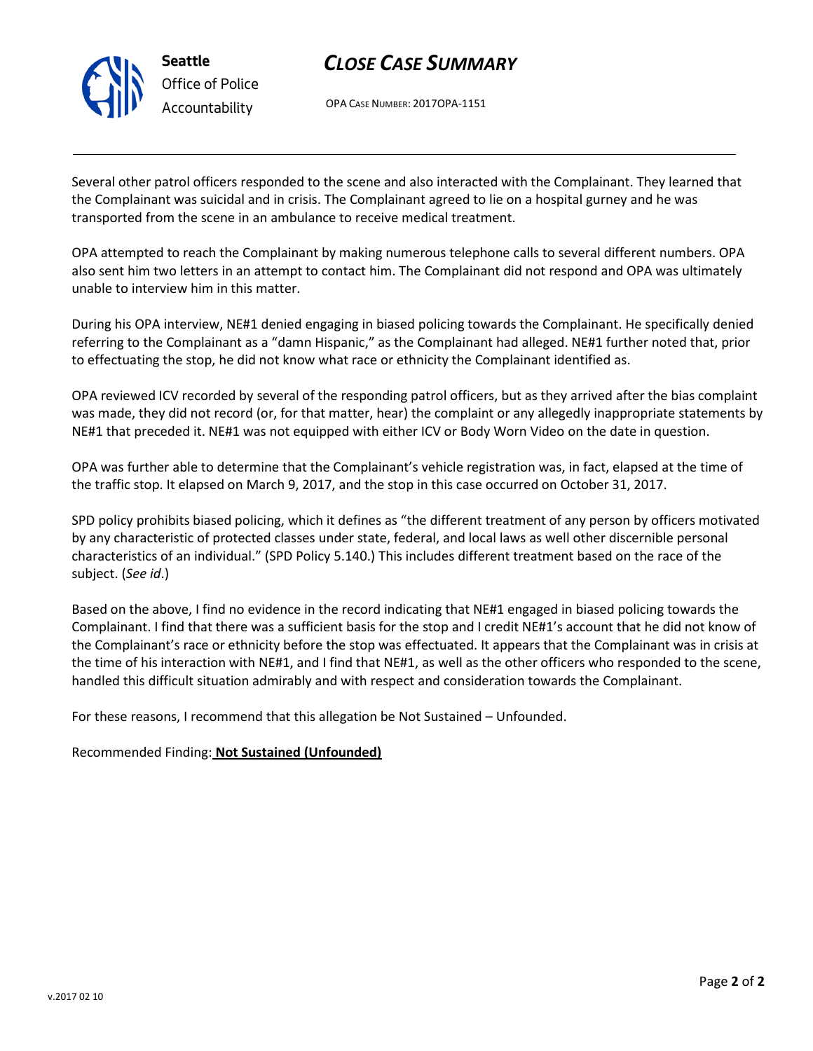Several other patrol officers responded to the scene and also interacted with the Complainant. They learned that the Complainant was suicidal and in crisis. The Complainant agreed to lie on a hospital gurney and he was transported from the scene in an ambulance to receive medical treatment.

OPA attempted to reach the Complainant by making numerous telephone calls to several different numbers. OPA also sent him two letters in an attempt to contact him. The Complainant did not respond and OPA was ultimately unable to interview him in this matter.

During his OPA interview, NE#1 denied engaging in biased policing towards the Complainant. He specifically denied referring to the Complainant as a "damn Hispanic," as the Complainant had alleged. NE#1 further noted that, prior to effectuating the stop, he did not know what race or ethnicity the Complainant identified as.

OPA reviewed ICV recorded by several of the responding patrol officers, but as they arrived after the bias complaint was made, they did not record (or, for that matter, hear) the complaint or any allegedly inappropriate statements by NE#1 that preceded it. NE#1 was not equipped with either ICV or Body Worn Video on the date in question.

OPA was further able to determine that the Complainant's vehicle registration was, in fact, elapsed at the time of the traffic stop. It elapsed on March 9, 2017, and the stop in this case occurred on October 31, 2017.

SPD policy prohibits biased policing, which it defines as "the different treatment of any person by officers motivated by any characteristic of protected classes under state, federal, and local laws as well other discernible personal characteristics of an individual." (SPD Policy 5.140.) This includes different treatment based on the race of the subject. (*See id*.)

Based on the above, I find no evidence in the record indicating that NE#1 engaged in biased policing towards the Complainant. I find that there was a sufficient basis for the stop and I credit NE#1's account that he did not know of the Complainant's race or ethnicity before the stop was effectuated. It appears that the Complainant was in crisis at the time of his interaction with NE#1, and I find that NE#1, as well as the other officers who responded to the scene, handled this difficult situation admirably and with respect and consideration towards the Complainant.

For these reasons, I recommend that this allegation be Not Sustained – Unfounded.

Recommended Finding: **Not Sustained (Unfounded)**